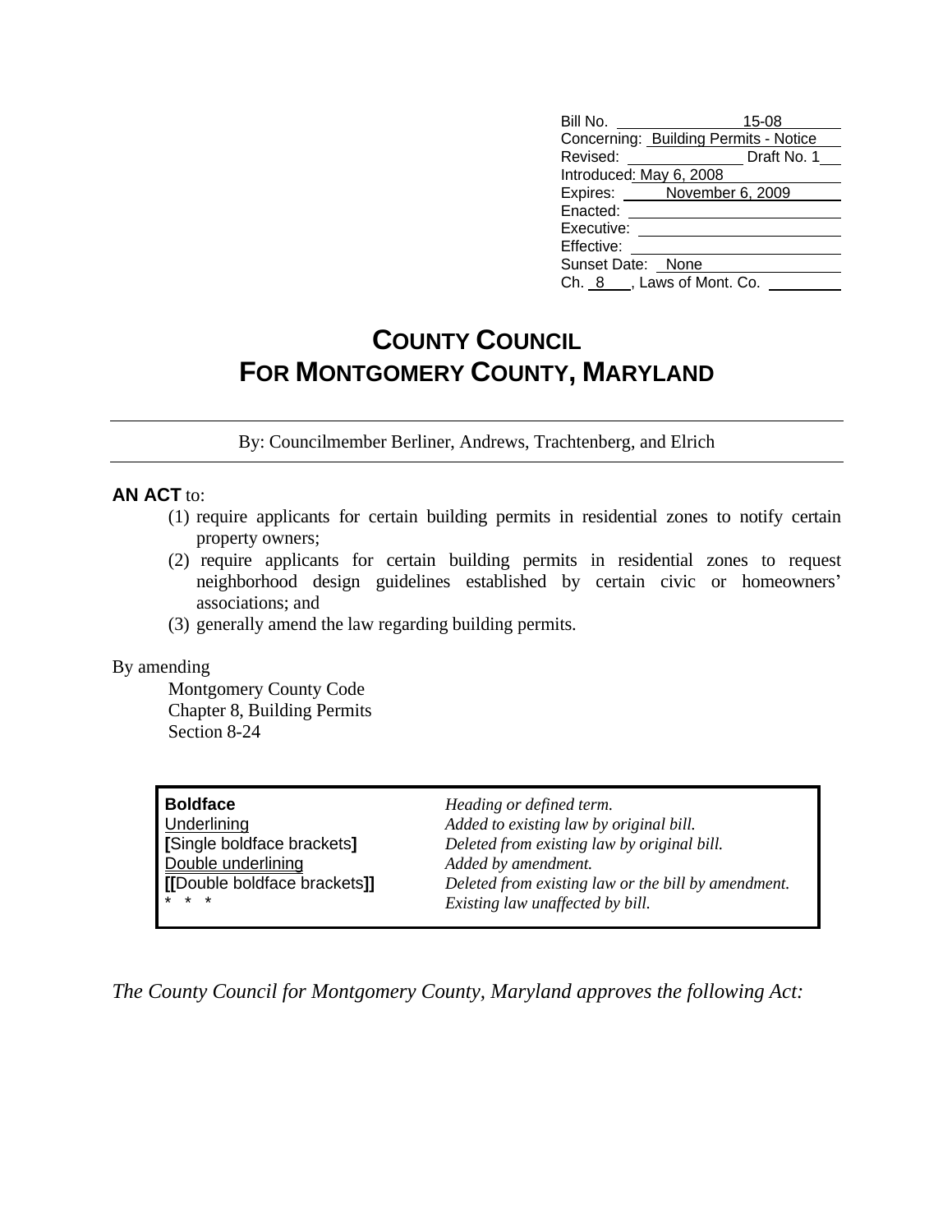| | |
|---|---|
| Bill No. | 15-08 |
| Concerning: | Building Permits - Notice |
| Revised: | Draft No. 1 |
| Introduced: | May 6, 2008 |
| Expires: | November 6, 2009 |
| Enacted: | |
| Executive: | |
| Effective: | |
| Sunset Date: | None |
| Ch. 8 , Laws of Mont. Co. | |

# COUNTY COUNCIL
# FOR MONTGOMERY COUNTY, MARYLAND

By: Councilmember Berliner, Andrews, Trachtenberg, and Elrich

**AN ACT** to:

(1) require applicants for certain building permits in residential zones to notify certain property owners;

(2) require applicants for certain building permits in residential zones to request neighborhood design guidelines established by certain civic or homeowners' associations; and

(3) generally amend the law regarding building permits.

By amending

Montgomery County Code
Chapter 8, Building Permits
Section 8-24

| | |
|---|---|
| **Boldface** | *Heading or defined term.* |
| <u>Underlining</u> | *Added to existing law by original bill.* |
| **[**Single boldface brackets**]** | *Deleted from existing law by original bill.* |
| <u>Double underlining</u> | *Added by amendment.* |
| **[[**Double boldface brackets**]]** | *Deleted from existing law or the bill by amendment.* |
| * * * | *Existing law unaffected by bill.* |

*The County Council for Montgomery County, Maryland approves the following Act:*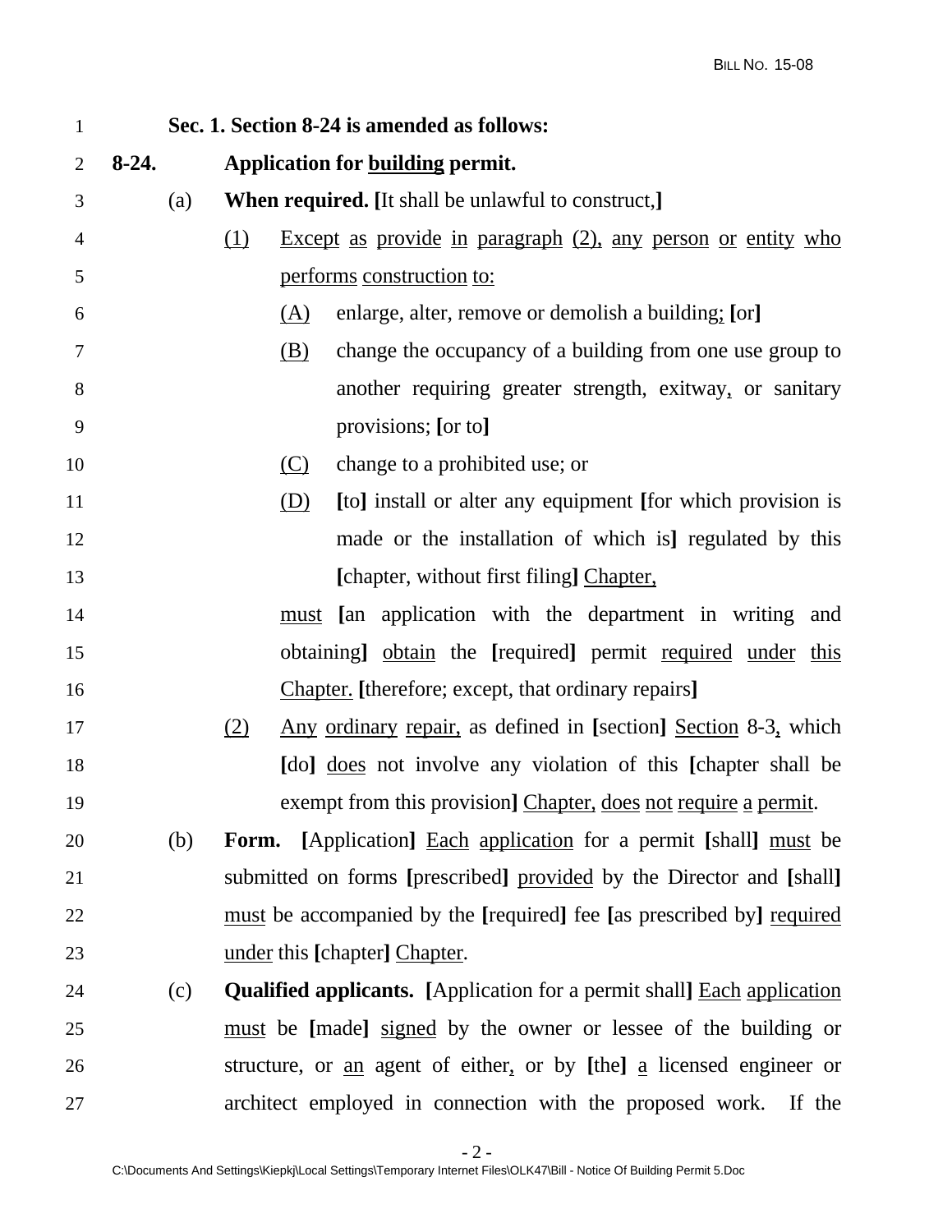**Sec. 1. Section 8-24 is amended as follows:**

**8-24. Application for building permit.**

(a) **When required.** **[**It shall be unlawful to construct,**]**

(1) Except as provide in paragraph (2), any person or entity who performs construction to:

(A) enlarge, alter, remove or demolish a building; **[**or**]**

(B) change the occupancy of a building from one use group to another requiring greater strength, exitway, or sanitary provisions; **[**or to**]**

(C) change to a prohibited use; or

(D) **[**to**]** install or alter any equipment **[**for which provision is made or the installation of which is**]** regulated by this **[**chapter, without first filing**]** Chapter,

must **[**an application with the department in writing and obtaining**]** obtain the **[**required**]** permit required under this Chapter. **[**therefore; except, that ordinary repairs**]**

(2) Any ordinary repair, as defined in **[**section**]** Section 8-3, which **[**do**]** does not involve any violation of this **[**chapter shall be exempt from this provision**]** Chapter, does not require a permit.

(b) **Form.** **[**Application**]** Each application for a permit **[**shall**]** must be submitted on forms **[**prescribed**]** provided by the Director and **[**shall**]** must be accompanied by the **[**required**]** fee **[**as prescribed by**]** required under this **[**chapter**]** Chapter.

(c) **Qualified applicants.** **[**Application for a permit shall**]** Each application must be **[**made**]** signed by the owner or lessee of the building or structure, or an agent of either, or by **[**the**]** a licensed engineer or architect employed in connection with the proposed work. If the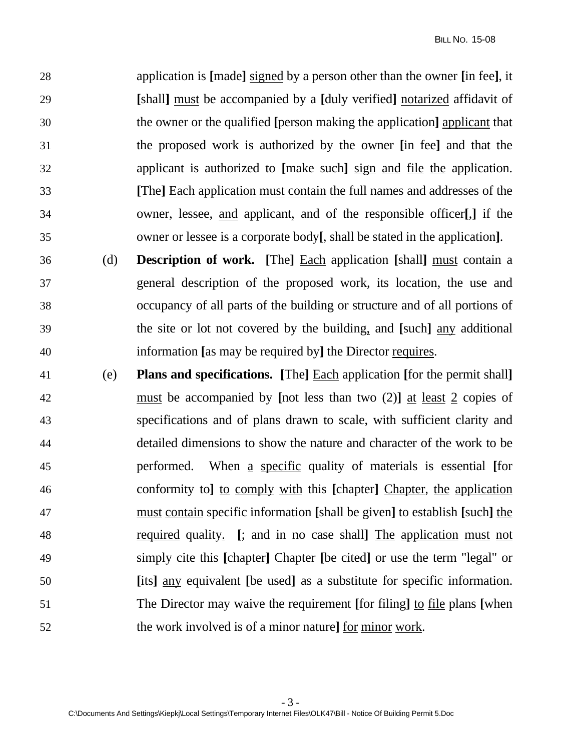application is **[**made**]** <u>signed</u> by a person other than the owner **[**in fee**]**, it **[**shall**]** <u>must</u> be accompanied by a **[**duly verified**]** <u>notarized</u> affidavit of the owner or the qualified **[**person making the application**]** <u>applicant</u> that the proposed work is authorized by the owner **[**in fee**]** and that the applicant is authorized to **[**make such**]** <u>sign and file the</u> application. **[**The**]** <u>Each application must contain the</u> full names and addresses of the owner, lessee, <u>and</u> applicant<u>,</u> and of the responsible officer**[**,**]** if the owner or lessee is a corporate body**[**, shall be stated in the application**]**.

(d) **Description of work.** **[**The**]** <u>Each</u> application **[**shall**]** <u>must</u> contain a general description of the proposed work, its location, the use and occupancy of all parts of the building or structure and of all portions of the site or lot not covered by the building<u>,</u> and **[**such**]** <u>any</u> additional information **[**as may be required by**]** the Director <u>requires</u>.

(e) **Plans and specifications.** **[**The**]** <u>Each</u> application **[**for the permit shall**]** <u>must</u> be accompanied by **[**not less than two (2)**]** <u>at least 2</u> copies of specifications and of plans drawn to scale, with sufficient clarity and detailed dimensions to show the nature and character of the work to be performed. When <u>a specific</u> quality of materials is essential **[**for conformity to**]** <u>to comply with</u> this **[**chapter**]** <u>Chapter</u>, <u>the application must contain</u> specific information **[**shall be given**]** to establish **[**such**]** <u>the required</u> quality<u>.</u> **[**; and in no case shall**]** <u>The application must not simply cite</u> this **[**chapter**]** <u>Chapter</u> **[**be cited**]** or <u>use</u> the term "legal" or **[**its**]** <u>any</u> equivalent **[**be used**]** as a substitute for specific information. The Director may waive the requirement **[**for filing**]** <u>to file</u> plans **[**when the work involved is of a minor nature**]** <u>for minor work</u>.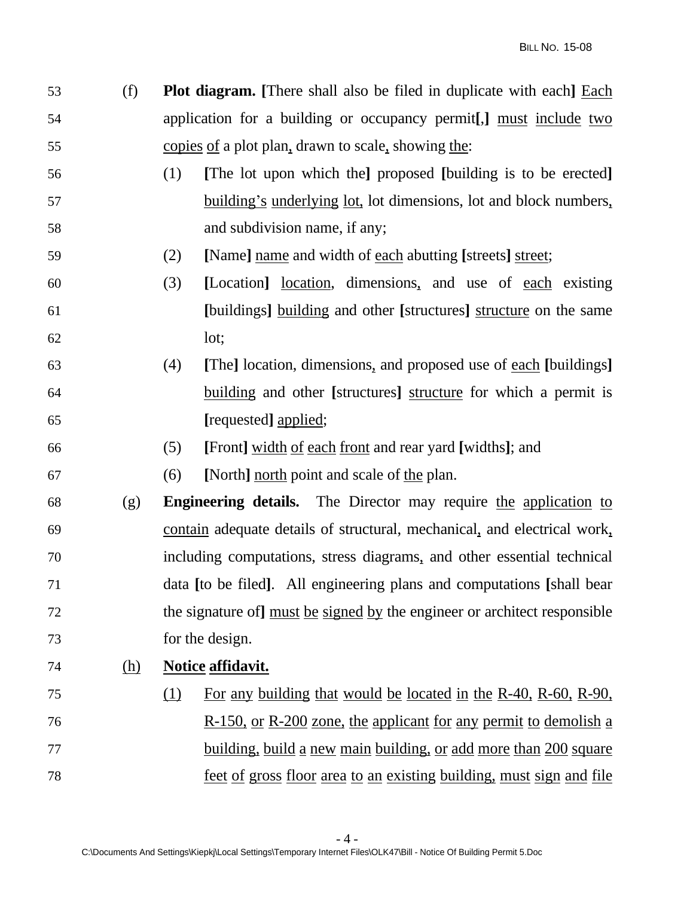53 (f) **Plot diagram.** **[**There shall also be filed in duplicate with each**]** Each

54 application for a building or occupancy permit**[**,**]** must include two

55 copies of a plot plan, drawn to scale, showing the:

56 (1) **[**The lot upon which the**]** proposed **[**building is to be erected**]**

57 building's underlying lot, lot dimensions, lot and block numbers,

58 and subdivision name, if any;

59 (2) **[**Name**]** name and width of each abutting **[**streets**]** street;

60 (3) **[**Location**]** location, dimensions, and use of each existing

61 **[**buildings**]** building and other **[**structures**]** structure on the same

62 lot;

63 (4) **[**The**]** location, dimensions, and proposed use of each **[**buildings**]**

64 building and other **[**structures**]** structure for which a permit is

65 **[**requested**]** applied;

66 (5) **[**Front**]** width of each front and rear yard **[**widths**]**; and

67 (6) **[**North**]** north point and scale of the plan.

68 (g) **Engineering details.** The Director may require the application to

69 contain adequate details of structural, mechanical, and electrical work,

70 including computations, stress diagrams, and other essential technical

71 data **[**to be filed**]**. All engineering plans and computations **[**shall bear

72 the signature of**]** must be signed by the engineer or architect responsible

73 for the design.

74 (h) **Notice affidavit.**

75 (1) For any building that would be located in the R-40, R-60, R-90,

76 R-150, or R-200 zone, the applicant for any permit to demolish a

77 building, build a new main building, or add more than 200 square

78 feet of gross floor area to an existing building, must sign and file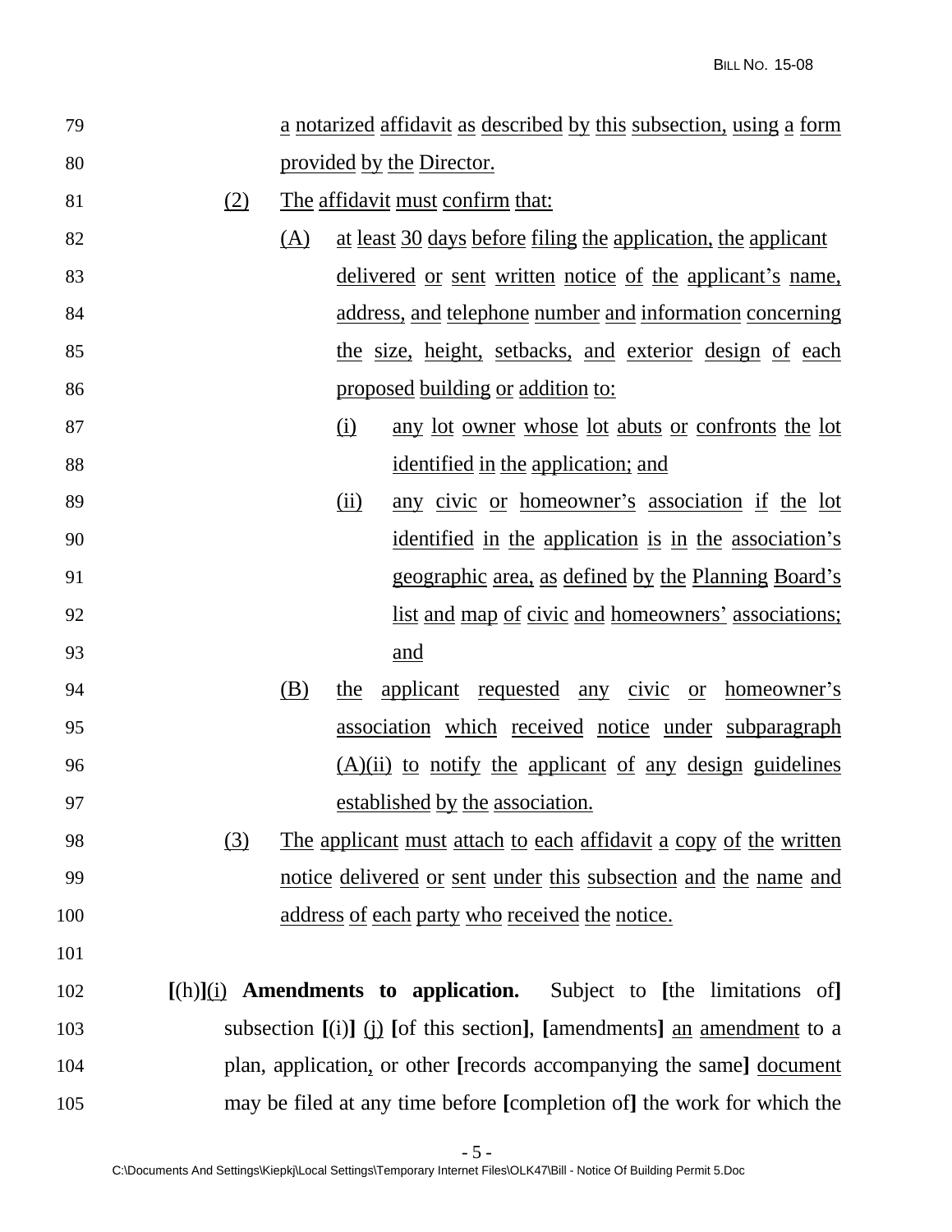a notarized affidavit as described by this subsection, using a form provided by the Director.

(2) The affidavit must confirm that:

(A) at least 30 days before filing the application, the applicant delivered or sent written notice of the applicant's name, address, and telephone number and information concerning the size, height, setbacks, and exterior design of each proposed building or addition to:

(i) any lot owner whose lot abuts or confronts the lot identified in the application; and

(ii) any civic or homeowner's association if the lot identified in the application is in the association's geographic area, as defined by the Planning Board's list and map of civic and homeowners' associations; and

(B) the applicant requested any civic or homeowner's association which received notice under subparagraph (A)(ii) to notify the applicant of any design guidelines established by the association.

(3) The applicant must attach to each affidavit a copy of the written notice delivered or sent under this subsection and the name and address of each party who received the notice.

[(h)](i) **Amendments to application.** Subject to [the limitations of] subsection [(i)] (j) [of this section], [amendments] an amendment to a plan, application, or other [records accompanying the same] document may be filed at any time before [completion of] the work for which the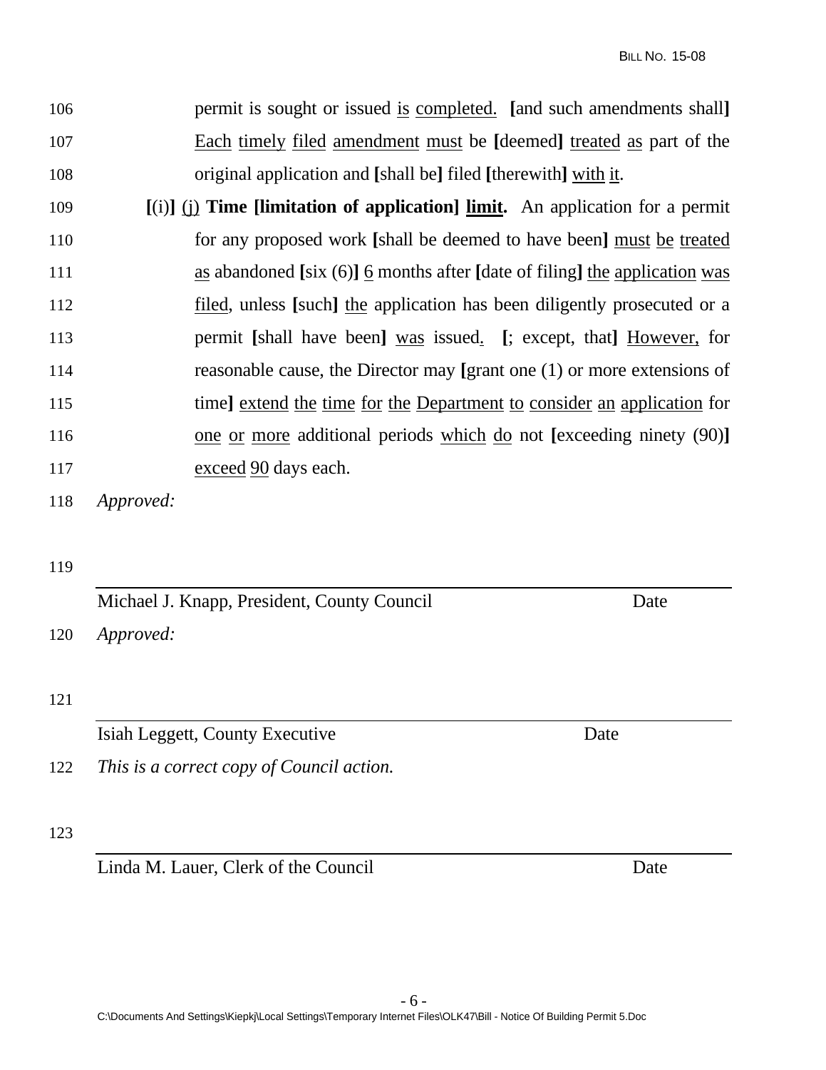106 permit is sought or issued is completed. [and such amendments shall]
107 Each timely filed amendment must be [deemed] treated as part of the
108 original application and [shall be] filed [therewith] with it.

109 **[(i)] (j) Time [limitation of application] limit.** An application for a permit
110 for any proposed work [shall be deemed to have been] must be treated
111 as abandoned [six (6)] 6 months after [date of filing] the application was
112 filed, unless [such] the application has been diligently prosecuted or a
113 permit [shall have been] was issued. [; except, that] However, for
114 reasonable cause, the Director may [grant one (1) or more extensions of
115 time] extend the time for the Department to consider an application for
116 one or more additional periods which do not [exceeding ninety (90)]
117 exceed 90 days each.

118 *Approved:*

119

Michael J. Knapp, President, County Council — Date

120 *Approved:*

121

Isiah Leggett, County Executive — Date

122 *This is a correct copy of Council action.*

123

Linda M. Lauer, Clerk of the Council — Date